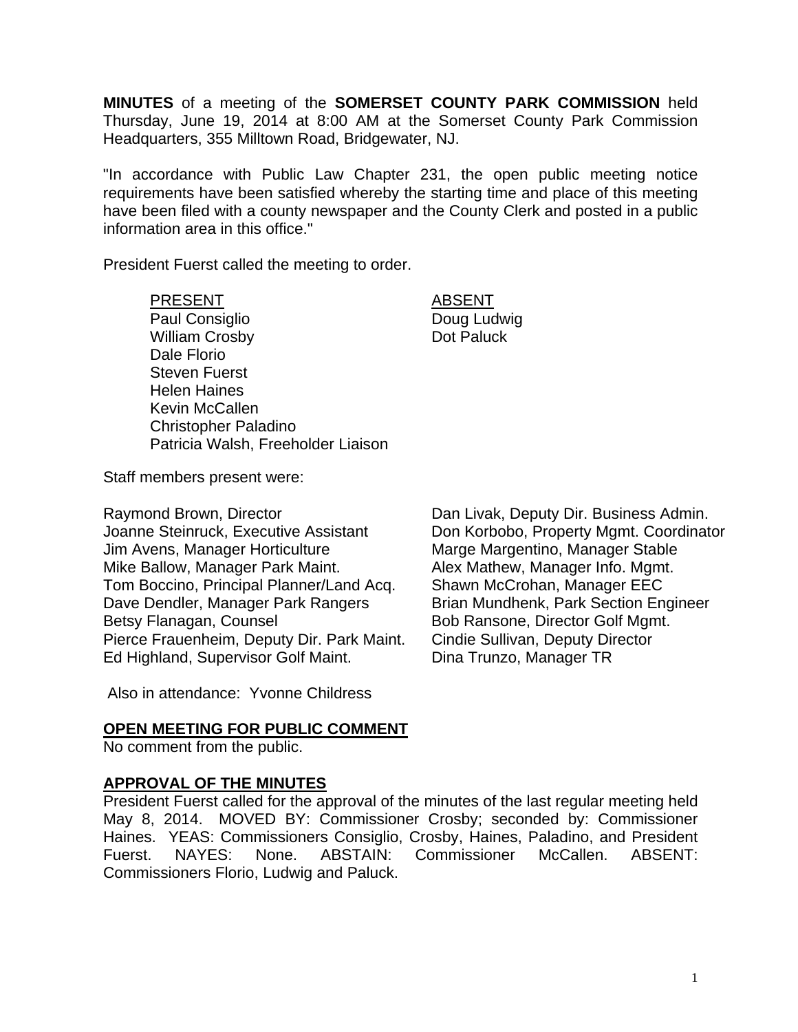**MINUTES** of a meeting of the **SOMERSET COUNTY PARK COMMISSION** held Thursday, June 19, 2014 at 8:00 AM at the Somerset County Park Commission Headquarters, 355 Milltown Road, Bridgewater, NJ.

"In accordance with Public Law Chapter 231, the open public meeting notice requirements have been satisfied whereby the starting time and place of this meeting have been filed with a county newspaper and the County Clerk and posted in a public information area in this office."

President Fuerst called the meeting to order.

| PRESENT | ABSENT |
|---|---|
| Paul Consiglio | Doug Ludwig |
| William Crosby | Dot Paluck |
| Dale Florio | |
| Steven Fuerst | |
| Helen Haines | |
| Kevin McCallen | |
| Christopher Paladino | |
| Patricia Walsh, Freeholder Liaison | |

Staff members present were:

Raymond Brown, Director
Joanne Steinruck, Executive Assistant
Jim Avens, Manager Horticulture
Mike Ballow, Manager Park Maint.
Tom Boccino, Principal Planner/Land Acq.
Dave Dendler, Manager Park Rangers
Betsy Flanagan, Counsel
Pierce Frauenheim, Deputy Dir. Park Maint.
Ed Highland, Supervisor Golf Maint.
Dan Livak, Deputy Dir. Business Admin.
Don Korbobo, Property Mgmt. Coordinator
Marge Margentino, Manager Stable
Alex Mathew, Manager Info. Mgmt.
Shawn McCrohan, Manager EEC
Brian Mundhenk, Park Section Engineer
Bob Ransone, Director Golf Mgmt.
Cindie Sullivan, Deputy Director
Dina Trunzo, Manager TR

Also in attendance: Yvonne Childress

## OPEN MEETING FOR PUBLIC COMMENT

No comment from the public.

## APPROVAL OF THE MINUTES

President Fuerst called for the approval of the minutes of the last regular meeting held May 8, 2014. MOVED BY: Commissioner Crosby; seconded by: Commissioner Haines. YEAS: Commissioners Consiglio, Crosby, Haines, Paladino, and President Fuerst. NAYES: None. ABSTAIN: Commissioner McCallen. ABSENT: Commissioners Florio, Ludwig and Paluck.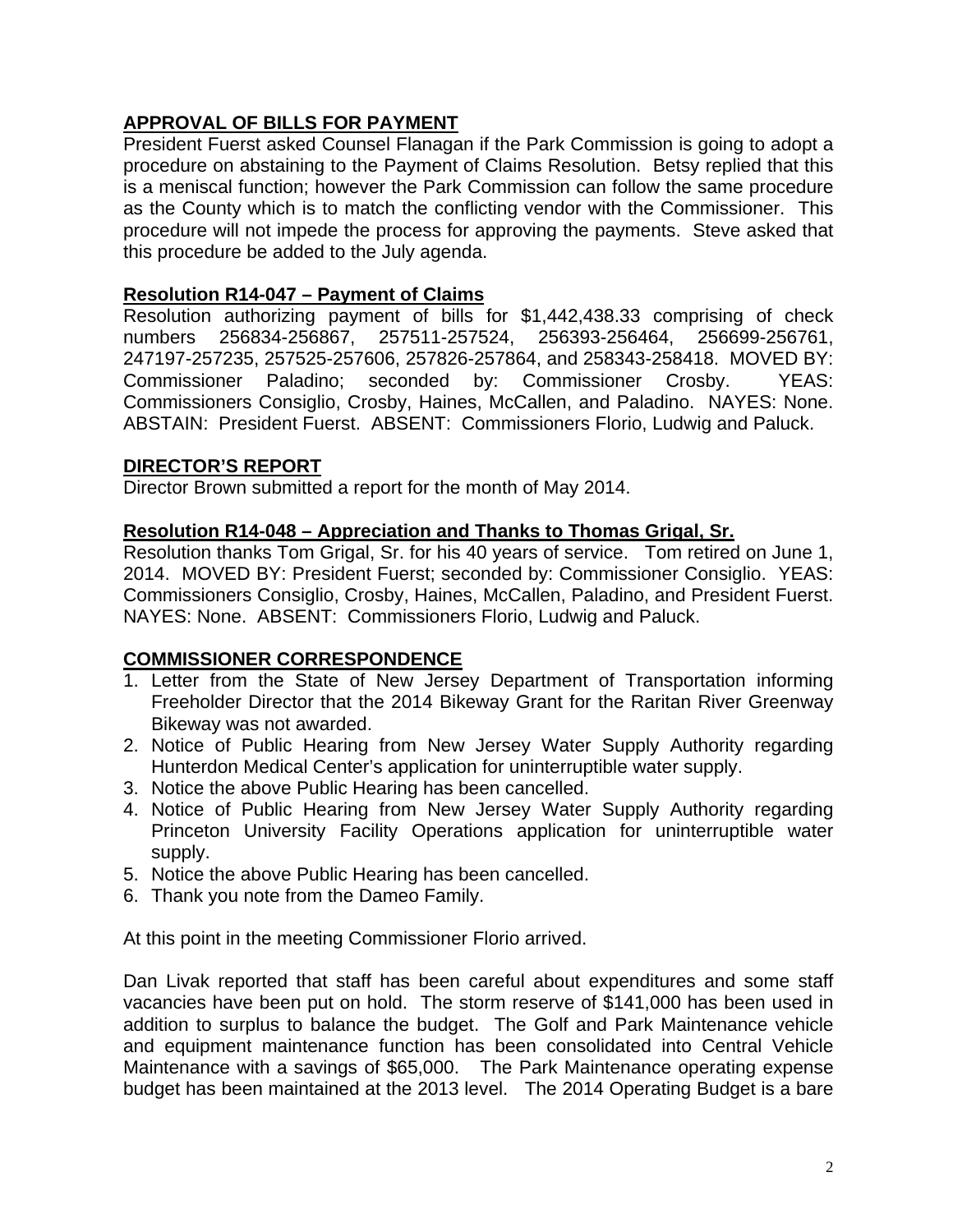## APPROVAL OF BILLS FOR PAYMENT

President Fuerst asked Counsel Flanagan if the Park Commission is going to adopt a procedure on abstaining to the Payment of Claims Resolution. Betsy replied that this is a meniscal function; however the Park Commission can follow the same procedure as the County which is to match the conflicting vendor with the Commissioner. This procedure will not impede the process for approving the payments. Steve asked that this procedure be added to the July agenda.

### Resolution R14-047 – Payment of Claims

Resolution authorizing payment of bills for $1,442,438.33 comprising of check numbers 256834-256867, 257511-257524, 256393-256464, 256699-256761, 247197-257235, 257525-257606, 257826-257864, and 258343-258418. MOVED BY: Commissioner Paladino; seconded by: Commissioner Crosby. YEAS: Commissioners Consiglio, Crosby, Haines, McCallen, and Paladino. NAYES: None. ABSTAIN: President Fuerst. ABSENT: Commissioners Florio, Ludwig and Paluck.

## DIRECTOR'S REPORT

Director Brown submitted a report for the month of May 2014.

### Resolution R14-048 – Appreciation and Thanks to Thomas Grigal, Sr.

Resolution thanks Tom Grigal, Sr. for his 40 years of service. Tom retired on June 1, 2014. MOVED BY: President Fuerst; seconded by: Commissioner Consiglio. YEAS: Commissioners Consiglio, Crosby, Haines, McCallen, Paladino, and President Fuerst. NAYES: None. ABSENT: Commissioners Florio, Ludwig and Paluck.

## COMMISSIONER CORRESPONDENCE

1. Letter from the State of New Jersey Department of Transportation informing Freeholder Director that the 2014 Bikeway Grant for the Raritan River Greenway Bikeway was not awarded.
2. Notice of Public Hearing from New Jersey Water Supply Authority regarding Hunterdon Medical Center's application for uninterruptible water supply.
3. Notice the above Public Hearing has been cancelled.
4. Notice of Public Hearing from New Jersey Water Supply Authority regarding Princeton University Facility Operations application for uninterruptible water supply.
5. Notice the above Public Hearing has been cancelled.
6. Thank you note from the Dameo Family.

At this point in the meeting Commissioner Florio arrived.

Dan Livak reported that staff has been careful about expenditures and some staff vacancies have been put on hold. The storm reserve of $141,000 has been used in addition to surplus to balance the budget. The Golf and Park Maintenance vehicle and equipment maintenance function has been consolidated into Central Vehicle Maintenance with a savings of $65,000. The Park Maintenance operating expense budget has been maintained at the 2013 level. The 2014 Operating Budget is a bare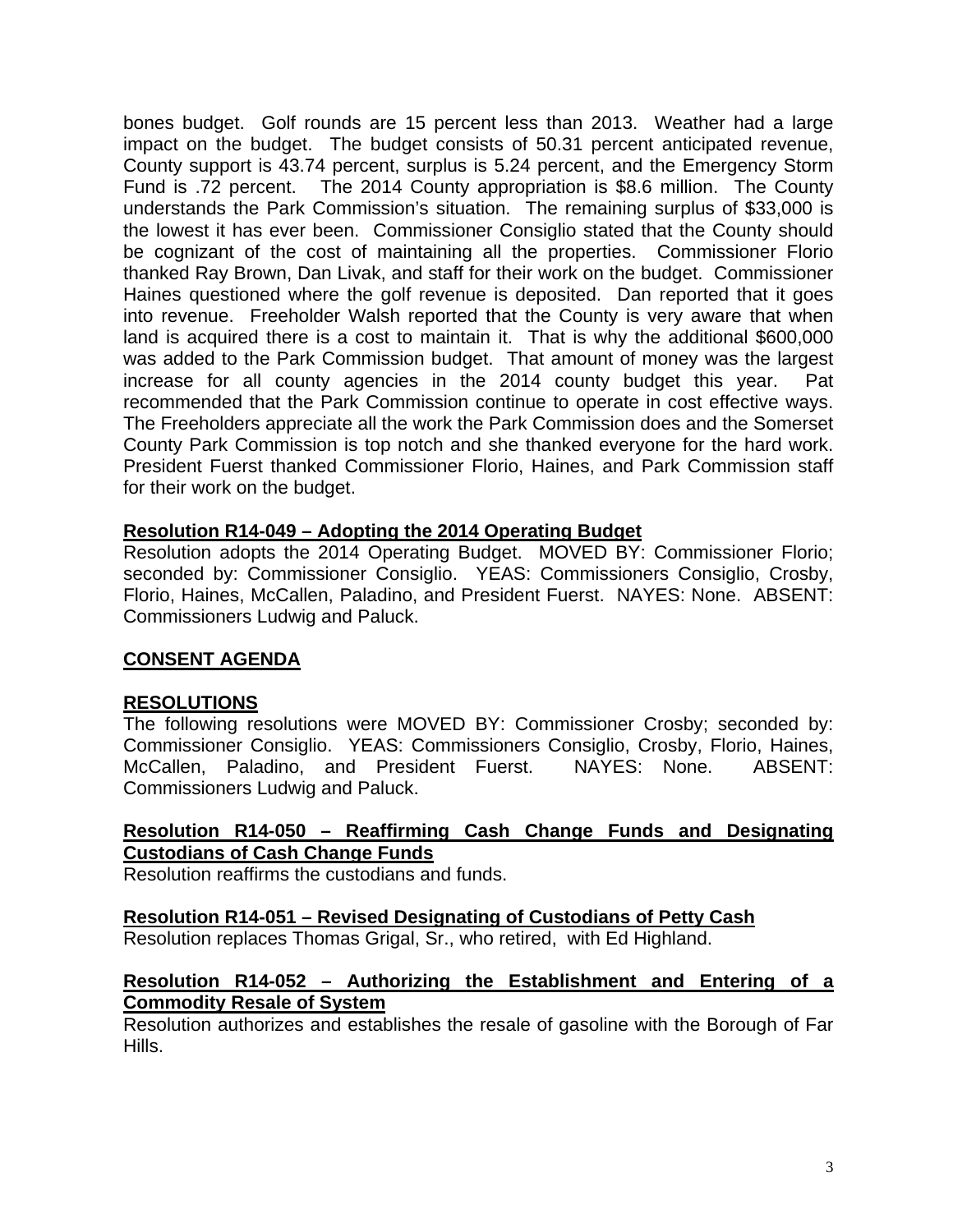bones budget. Golf rounds are 15 percent less than 2013. Weather had a large impact on the budget. The budget consists of 50.31 percent anticipated revenue, County support is 43.74 percent, surplus is 5.24 percent, and the Emergency Storm Fund is .72 percent. The 2014 County appropriation is $8.6 million. The County understands the Park Commission's situation. The remaining surplus of $33,000 is the lowest it has ever been. Commissioner Consiglio stated that the County should be cognizant of the cost of maintaining all the properties. Commissioner Florio thanked Ray Brown, Dan Livak, and staff for their work on the budget. Commissioner Haines questioned where the golf revenue is deposited. Dan reported that it goes into revenue. Freeholder Walsh reported that the County is very aware that when land is acquired there is a cost to maintain it. That is why the additional $600,000 was added to the Park Commission budget. That amount of money was the largest increase for all county agencies in the 2014 county budget this year. Pat recommended that the Park Commission continue to operate in cost effective ways. The Freeholders appreciate all the work the Park Commission does and the Somerset County Park Commission is top notch and she thanked everyone for the hard work. President Fuerst thanked Commissioner Florio, Haines, and Park Commission staff for their work on the budget.

**Resolution R14-049 – Adopting the 2014 Operating Budget**

Resolution adopts the 2014 Operating Budget. MOVED BY: Commissioner Florio; seconded by: Commissioner Consiglio. YEAS: Commissioners Consiglio, Crosby, Florio, Haines, McCallen, Paladino, and President Fuerst. NAYES: None. ABSENT: Commissioners Ludwig and Paluck.

## CONSENT AGENDA

### RESOLUTIONS

The following resolutions were MOVED BY: Commissioner Crosby; seconded by: Commissioner Consiglio. YEAS: Commissioners Consiglio, Crosby, Florio, Haines, McCallen, Paladino, and President Fuerst. NAYES: None. ABSENT: Commissioners Ludwig and Paluck.

**Resolution R14-050 – Reaffirming Cash Change Funds and Designating Custodians of Cash Change Funds**

Resolution reaffirms the custodians and funds.

**Resolution R14-051 – Revised Designating of Custodians of Petty Cash**

Resolution replaces Thomas Grigal, Sr., who retired, with Ed Highland.

**Resolution R14-052 – Authorizing the Establishment and Entering of a Commodity Resale of System**

Resolution authorizes and establishes the resale of gasoline with the Borough of Far Hills.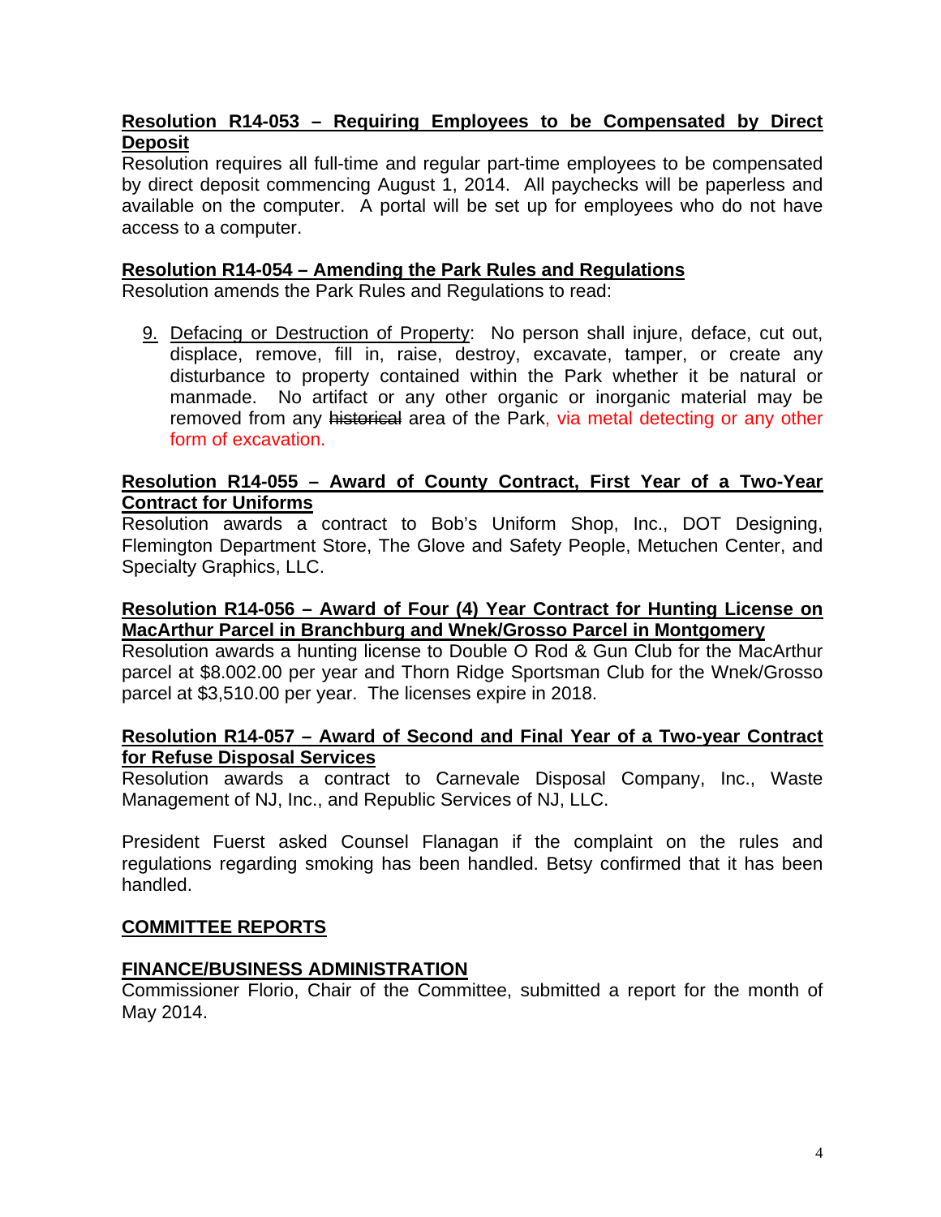**Resolution R14-053 – Requiring Employees to be Compensated by Direct Deposit**

Resolution requires all full-time and regular part-time employees to be compensated by direct deposit commencing August 1, 2014. All paychecks will be paperless and available on the computer. A portal will be set up for employees who do not have access to a computer.

**Resolution R14-054 – Amending the Park Rules and Regulations**

Resolution amends the Park Rules and Regulations to read:

9. Defacing or Destruction of Property: No person shall injure, deface, cut out, displace, remove, fill in, raise, destroy, excavate, tamper, or create any disturbance to property contained within the Park whether it be natural or manmade. No artifact or any other organic or inorganic material may be removed from any ~~historical~~ area of the Park, via metal detecting or any other form of excavation.

**Resolution R14-055 – Award of County Contract, First Year of a Two-Year Contract for Uniforms**

Resolution awards a contract to Bob's Uniform Shop, Inc., DOT Designing, Flemington Department Store, The Glove and Safety People, Metuchen Center, and Specialty Graphics, LLC.

**Resolution R14-056 – Award of Four (4) Year Contract for Hunting License on MacArthur Parcel in Branchburg and Wnek/Grosso Parcel in Montgomery**

Resolution awards a hunting license to Double O Rod & Gun Club for the MacArthur parcel at $8.002.00 per year and Thorn Ridge Sportsman Club for the Wnek/Grosso parcel at $3,510.00 per year. The licenses expire in 2018.

**Resolution R14-057 – Award of Second and Final Year of a Two-year Contract for Refuse Disposal Services**

Resolution awards a contract to Carnevale Disposal Company, Inc., Waste Management of NJ, Inc., and Republic Services of NJ, LLC.

President Fuerst asked Counsel Flanagan if the complaint on the rules and regulations regarding smoking has been handled. Betsy confirmed that it has been handled.

**COMMITTEE REPORTS**

**FINANCE/BUSINESS ADMINISTRATION**

Commissioner Florio, Chair of the Committee, submitted a report for the month of May 2014.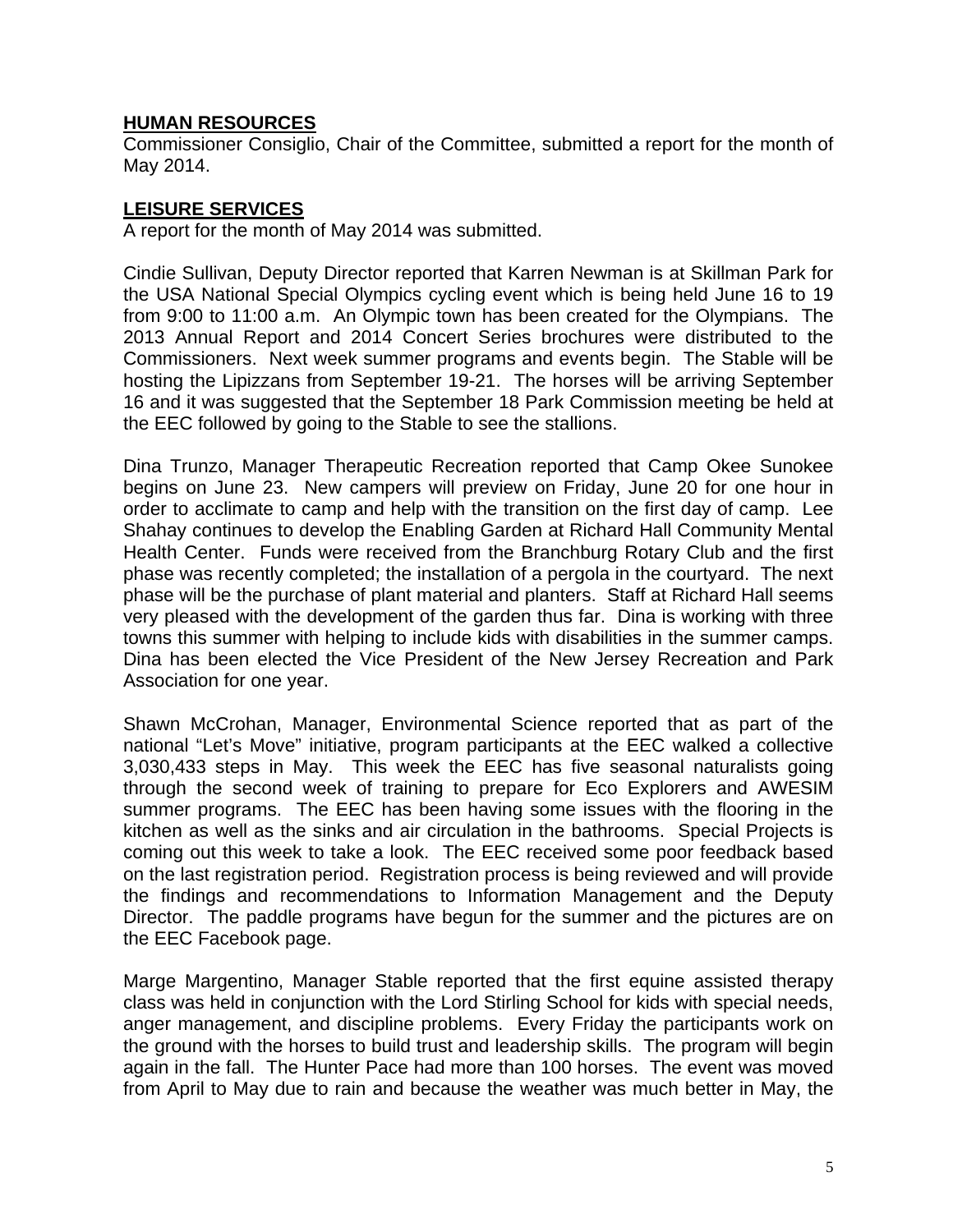**HUMAN RESOURCES**
Commissioner Consiglio, Chair of the Committee, submitted a report for the month of May 2014.

**LEISURE SERVICES**
A report for the month of May 2014 was submitted.

Cindie Sullivan, Deputy Director reported that Karren Newman is at Skillman Park for the USA National Special Olympics cycling event which is being held June 16 to 19 from 9:00 to 11:00 a.m. An Olympic town has been created for the Olympians. The 2013 Annual Report and 2014 Concert Series brochures were distributed to the Commissioners. Next week summer programs and events begin. The Stable will be hosting the Lipizzans from September 19-21. The horses will be arriving September 16 and it was suggested that the September 18 Park Commission meeting be held at the EEC followed by going to the Stable to see the stallions.

Dina Trunzo, Manager Therapeutic Recreation reported that Camp Okee Sunokee begins on June 23. New campers will preview on Friday, June 20 for one hour in order to acclimate to camp and help with the transition on the first day of camp. Lee Shahay continues to develop the Enabling Garden at Richard Hall Community Mental Health Center. Funds were received from the Branchburg Rotary Club and the first phase was recently completed; the installation of a pergola in the courtyard. The next phase will be the purchase of plant material and planters. Staff at Richard Hall seems very pleased with the development of the garden thus far. Dina is working with three towns this summer with helping to include kids with disabilities in the summer camps. Dina has been elected the Vice President of the New Jersey Recreation and Park Association for one year.

Shawn McCrohan, Manager, Environmental Science reported that as part of the national "Let's Move" initiative, program participants at the EEC walked a collective 3,030,433 steps in May. This week the EEC has five seasonal naturalists going through the second week of training to prepare for Eco Explorers and AWESIM summer programs. The EEC has been having some issues with the flooring in the kitchen as well as the sinks and air circulation in the bathrooms. Special Projects is coming out this week to take a look. The EEC received some poor feedback based on the last registration period. Registration process is being reviewed and will provide the findings and recommendations to Information Management and the Deputy Director. The paddle programs have begun for the summer and the pictures are on the EEC Facebook page.

Marge Margentino, Manager Stable reported that the first equine assisted therapy class was held in conjunction with the Lord Stirling School for kids with special needs, anger management, and discipline problems. Every Friday the participants work on the ground with the horses to build trust and leadership skills. The program will begin again in the fall. The Hunter Pace had more than 100 horses. The event was moved from April to May due to rain and because the weather was much better in May, the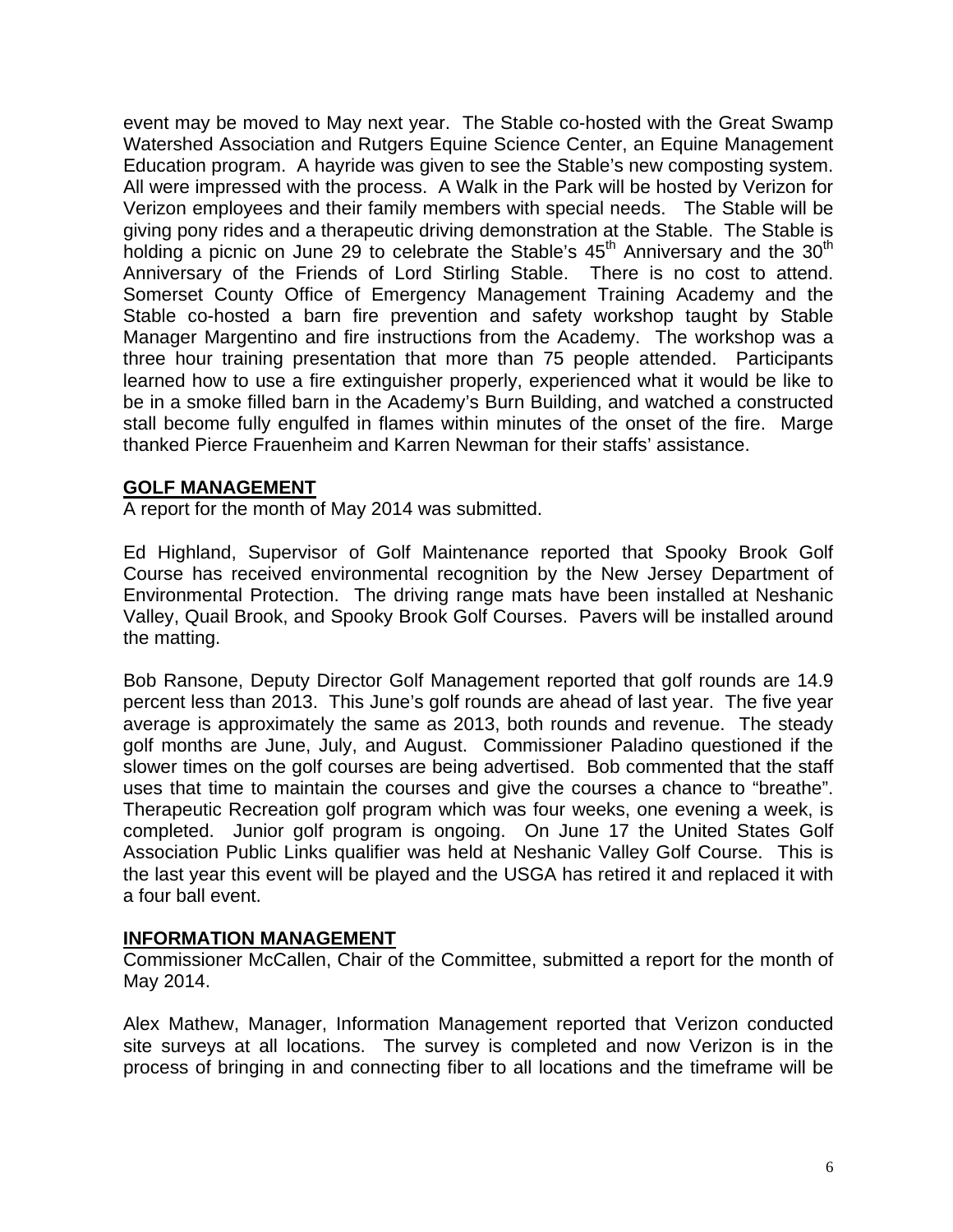event may be moved to May next year. The Stable co-hosted with the Great Swamp Watershed Association and Rutgers Equine Science Center, an Equine Management Education program. A hayride was given to see the Stable's new composting system. All were impressed with the process. A Walk in the Park will be hosted by Verizon for Verizon employees and their family members with special needs. The Stable will be giving pony rides and a therapeutic driving demonstration at the Stable. The Stable is holding a picnic on June 29 to celebrate the Stable's 45th Anniversary and the 30th Anniversary of the Friends of Lord Stirling Stable. There is no cost to attend. Somerset County Office of Emergency Management Training Academy and the Stable co-hosted a barn fire prevention and safety workshop taught by Stable Manager Margentino and fire instructions from the Academy. The workshop was a three hour training presentation that more than 75 people attended. Participants learned how to use a fire extinguisher properly, experienced what it would be like to be in a smoke filled barn in the Academy's Burn Building, and watched a constructed stall become fully engulfed in flames within minutes of the onset of the fire. Marge thanked Pierce Frauenheim and Karren Newman for their staffs' assistance.

## GOLF MANAGEMENT

A report for the month of May 2014 was submitted.

Ed Highland, Supervisor of Golf Maintenance reported that Spooky Brook Golf Course has received environmental recognition by the New Jersey Department of Environmental Protection. The driving range mats have been installed at Neshanic Valley, Quail Brook, and Spooky Brook Golf Courses. Pavers will be installed around the matting.

Bob Ransone, Deputy Director Golf Management reported that golf rounds are 14.9 percent less than 2013. This June's golf rounds are ahead of last year. The five year average is approximately the same as 2013, both rounds and revenue. The steady golf months are June, July, and August. Commissioner Paladino questioned if the slower times on the golf courses are being advertised. Bob commented that the staff uses that time to maintain the courses and give the courses a chance to "breathe". Therapeutic Recreation golf program which was four weeks, one evening a week, is completed. Junior golf program is ongoing. On June 17 the United States Golf Association Public Links qualifier was held at Neshanic Valley Golf Course. This is the last year this event will be played and the USGA has retired it and replaced it with a four ball event.

## INFORMATION MANAGEMENT

Commissioner McCallen, Chair of the Committee, submitted a report for the month of May 2014.

Alex Mathew, Manager, Information Management reported that Verizon conducted site surveys at all locations. The survey is completed and now Verizon is in the process of bringing in and connecting fiber to all locations and the timeframe will be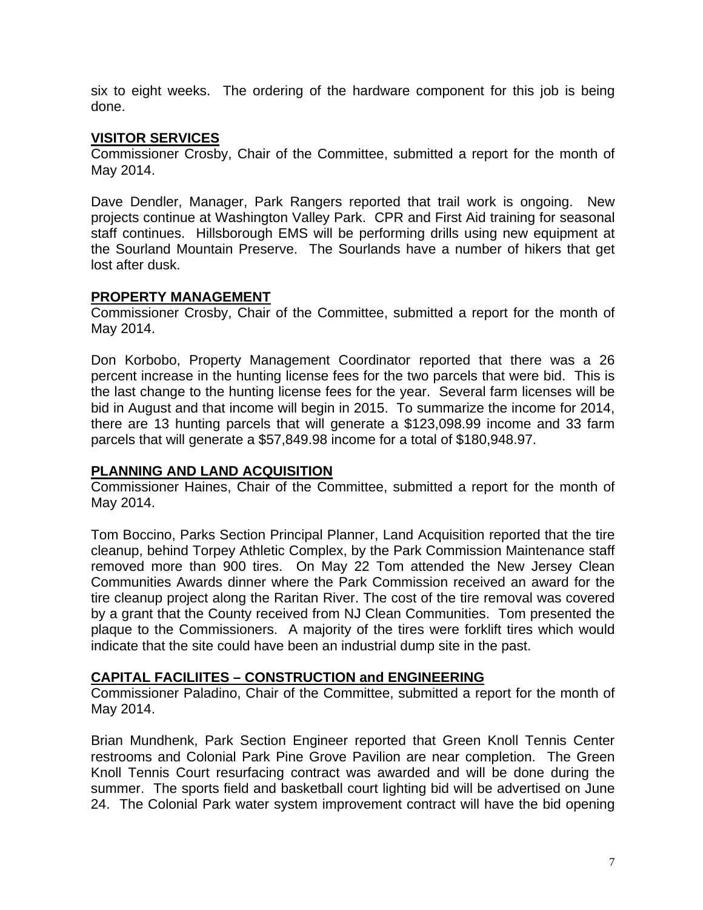six to eight weeks. The ordering of the hardware component for this job is being done.

## VISITOR SERVICES

Commissioner Crosby, Chair of the Committee, submitted a report for the month of May 2014.

Dave Dendler, Manager, Park Rangers reported that trail work is ongoing. New projects continue at Washington Valley Park. CPR and First Aid training for seasonal staff continues. Hillsborough EMS will be performing drills using new equipment at the Sourland Mountain Preserve. The Sourlands have a number of hikers that get lost after dusk.

## PROPERTY MANAGEMENT

Commissioner Crosby, Chair of the Committee, submitted a report for the month of May 2014.

Don Korbobo, Property Management Coordinator reported that there was a 26 percent increase in the hunting license fees for the two parcels that were bid. This is the last change to the hunting license fees for the year. Several farm licenses will be bid in August and that income will begin in 2015. To summarize the income for 2014, there are 13 hunting parcels that will generate a $123,098.99 income and 33 farm parcels that will generate a $57,849.98 income for a total of $180,948.97.

## PLANNING AND LAND ACQUISITION

Commissioner Haines, Chair of the Committee, submitted a report for the month of May 2014.

Tom Boccino, Parks Section Principal Planner, Land Acquisition reported that the tire cleanup, behind Torpey Athletic Complex, by the Park Commission Maintenance staff removed more than 900 tires. On May 22 Tom attended the New Jersey Clean Communities Awards dinner where the Park Commission received an award for the tire cleanup project along the Raritan River. The cost of the tire removal was covered by a grant that the County received from NJ Clean Communities. Tom presented the plaque to the Commissioners. A majority of the tires were forklift tires which would indicate that the site could have been an industrial dump site in the past.

## CAPITAL FACILIITES – CONSTRUCTION and ENGINEERING

Commissioner Paladino, Chair of the Committee, submitted a report for the month of May 2014.

Brian Mundhenk, Park Section Engineer reported that Green Knoll Tennis Center restrooms and Colonial Park Pine Grove Pavilion are near completion. The Green Knoll Tennis Court resurfacing contract was awarded and will be done during the summer. The sports field and basketball court lighting bid will be advertised on June 24. The Colonial Park water system improvement contract will have the bid opening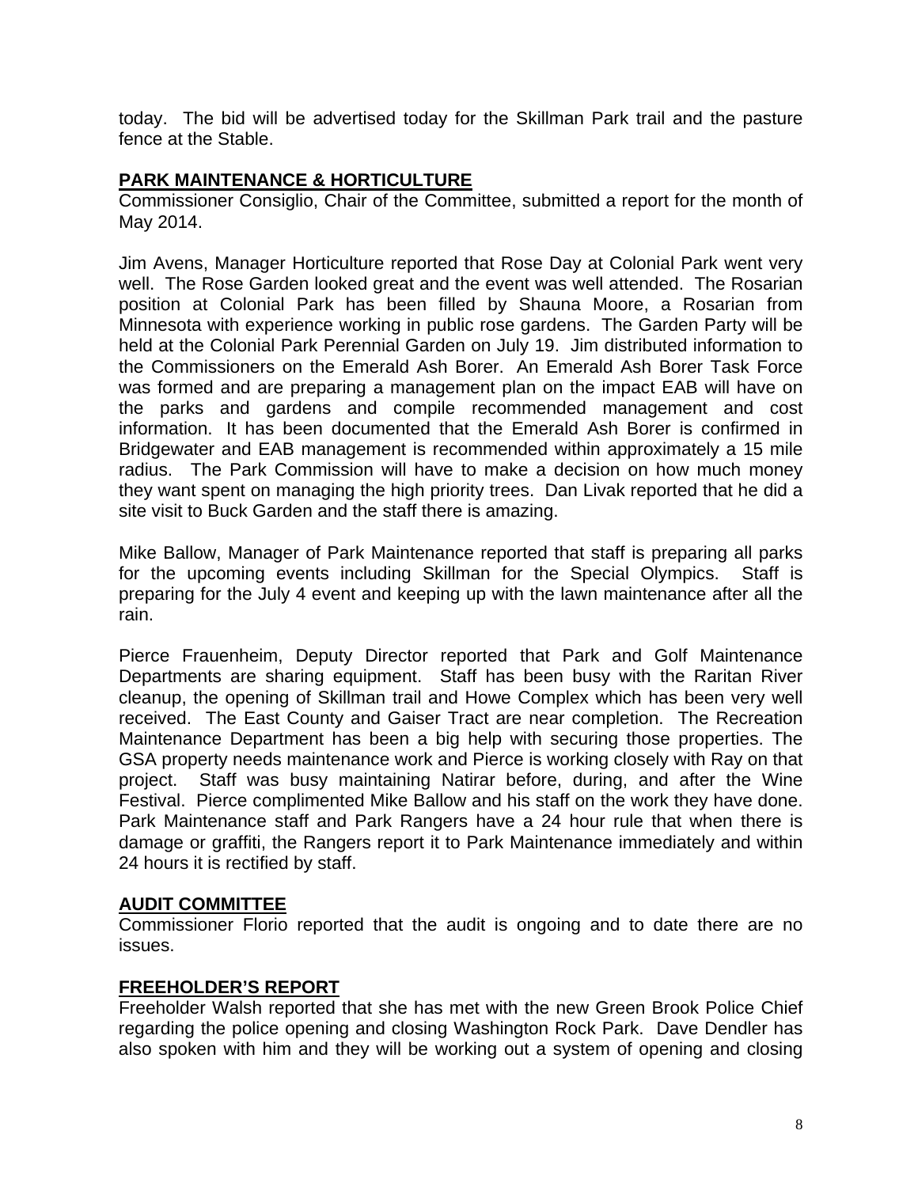today. The bid will be advertised today for the Skillman Park trail and the pasture fence at the Stable.

## **PARK MAINTENANCE & HORTICULTURE**

Commissioner Consiglio, Chair of the Committee, submitted a report for the month of May 2014.

Jim Avens, Manager Horticulture reported that Rose Day at Colonial Park went very well. The Rose Garden looked great and the event was well attended. The Rosarian position at Colonial Park has been filled by Shauna Moore, a Rosarian from Minnesota with experience working in public rose gardens. The Garden Party will be held at the Colonial Park Perennial Garden on July 19. Jim distributed information to the Commissioners on the Emerald Ash Borer. An Emerald Ash Borer Task Force was formed and are preparing a management plan on the impact EAB will have on the parks and gardens and compile recommended management and cost information. It has been documented that the Emerald Ash Borer is confirmed in Bridgewater and EAB management is recommended within approximately a 15 mile radius. The Park Commission will have to make a decision on how much money they want spent on managing the high priority trees. Dan Livak reported that he did a site visit to Buck Garden and the staff there is amazing.

Mike Ballow, Manager of Park Maintenance reported that staff is preparing all parks for the upcoming events including Skillman for the Special Olympics. Staff is preparing for the July 4 event and keeping up with the lawn maintenance after all the rain.

Pierce Frauenheim, Deputy Director reported that Park and Golf Maintenance Departments are sharing equipment. Staff has been busy with the Raritan River cleanup, the opening of Skillman trail and Howe Complex which has been very well received. The East County and Gaiser Tract are near completion. The Recreation Maintenance Department has been a big help with securing those properties. The GSA property needs maintenance work and Pierce is working closely with Ray on that project. Staff was busy maintaining Natirar before, during, and after the Wine Festival. Pierce complimented Mike Ballow and his staff on the work they have done. Park Maintenance staff and Park Rangers have a 24 hour rule that when there is damage or graffiti, the Rangers report it to Park Maintenance immediately and within 24 hours it is rectified by staff.

## **AUDIT COMMITTEE**

Commissioner Florio reported that the audit is ongoing and to date there are no issues.

## **FREEHOLDER'S REPORT**

Freeholder Walsh reported that she has met with the new Green Brook Police Chief regarding the police opening and closing Washington Rock Park. Dave Dendler has also spoken with him and they will be working out a system of opening and closing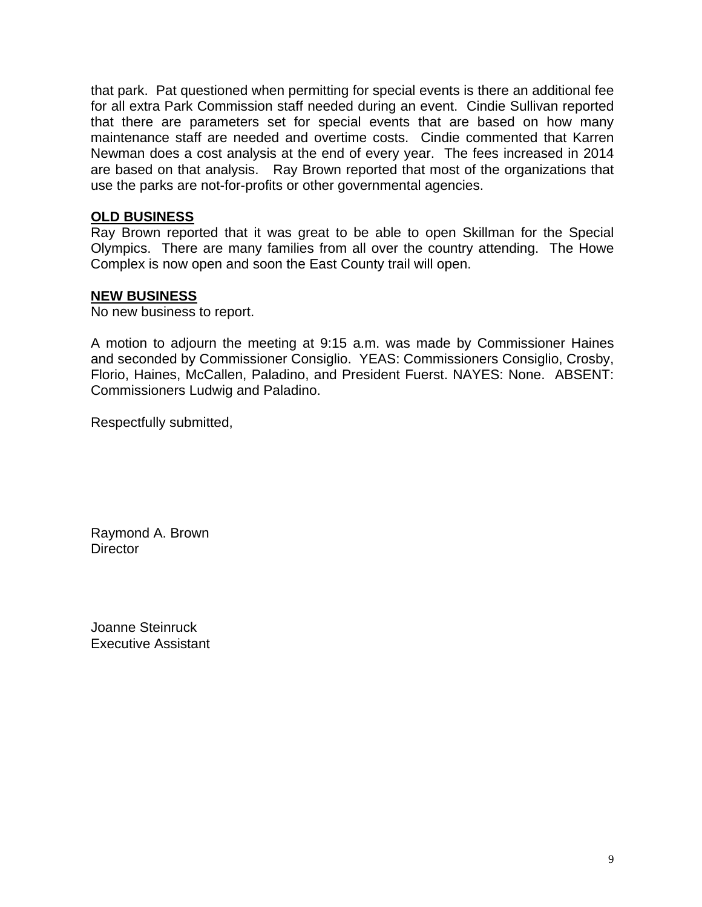that park. Pat questioned when permitting for special events is there an additional fee for all extra Park Commission staff needed during an event. Cindie Sullivan reported that there are parameters set for special events that are based on how many maintenance staff are needed and overtime costs. Cindie commented that Karren Newman does a cost analysis at the end of every year. The fees increased in 2014 are based on that analysis. Ray Brown reported that most of the organizations that use the parks are not-for-profits or other governmental agencies.

**OLD BUSINESS**

Ray Brown reported that it was great to be able to open Skillman for the Special Olympics. There are many families from all over the country attending. The Howe Complex is now open and soon the East County trail will open.

**NEW BUSINESS**

No new business to report.

A motion to adjourn the meeting at 9:15 a.m. was made by Commissioner Haines and seconded by Commissioner Consiglio. YEAS: Commissioners Consiglio, Crosby, Florio, Haines, McCallen, Paladino, and President Fuerst. NAYES: None. ABSENT: Commissioners Ludwig and Paladino.

Respectfully submitted,

Raymond A. Brown
Director

Joanne Steinruck
Executive Assistant